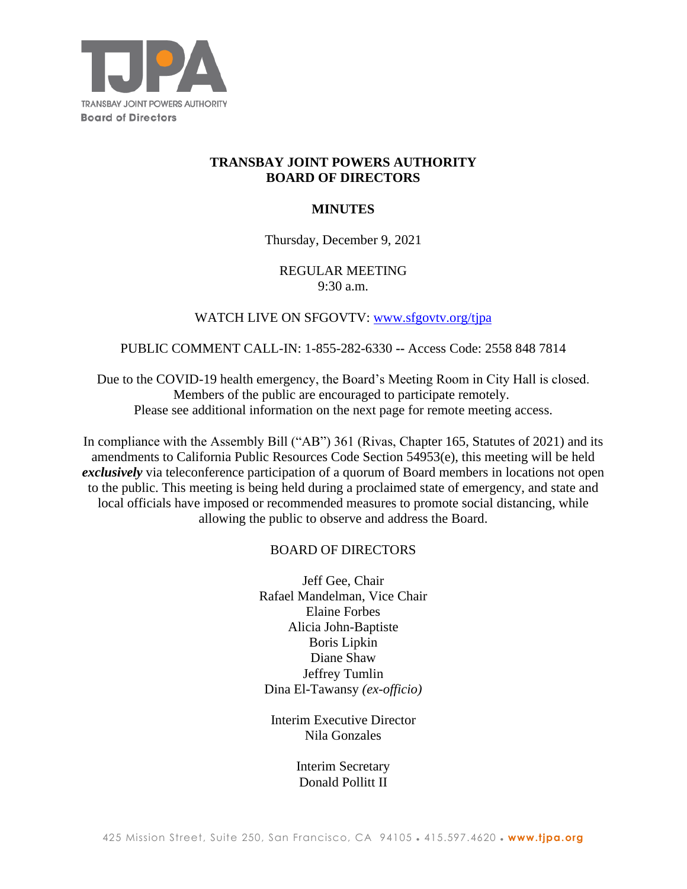TRANSBAY JOINT POWERS AUTHORITY
Board of Directors

# TRANSBAY JOINT POWERS AUTHORITY BOARD OF DIRECTORS

## MINUTES

Thursday, December 9, 2021

REGULAR MEETING
9:30 a.m.

WATCH LIVE ON SFGOVTV: [www.sfgovtv.org/tjpa](http://www.sfgovtv.org/tjpa)

PUBLIC COMMENT CALL-IN: 1-855-282-6330 -- Access Code: 2558 848 7814

Due to the COVID-19 health emergency, the Board's Meeting Room in City Hall is closed. Members of the public are encouraged to participate remotely. Please see additional information on the next page for remote meeting access.

In compliance with the Assembly Bill ("AB") 361 (Rivas, Chapter 165, Statutes of 2021) and its amendments to California Public Resources Code Section 54953(e), this meeting will be held ***exclusively*** via teleconference participation of a quorum of Board members in locations not open to the public. This meeting is being held during a proclaimed state of emergency, and state and local officials have imposed or recommended measures to promote social distancing, while allowing the public to observe and address the Board.

BOARD OF DIRECTORS

Jeff Gee, Chair
Rafael Mandelman, Vice Chair
Elaine Forbes
Alicia John-Baptiste
Boris Lipkin
Diane Shaw
Jeffrey Tumlin
Dina El-Tawansy *(ex-officio)*

Interim Executive Director
Nila Gonzales

Interim Secretary
Donald Pollitt II

425 Mission Street, Suite 250, San Francisco, CA 94105 • 415.597.4620 • **www.tjpa.org**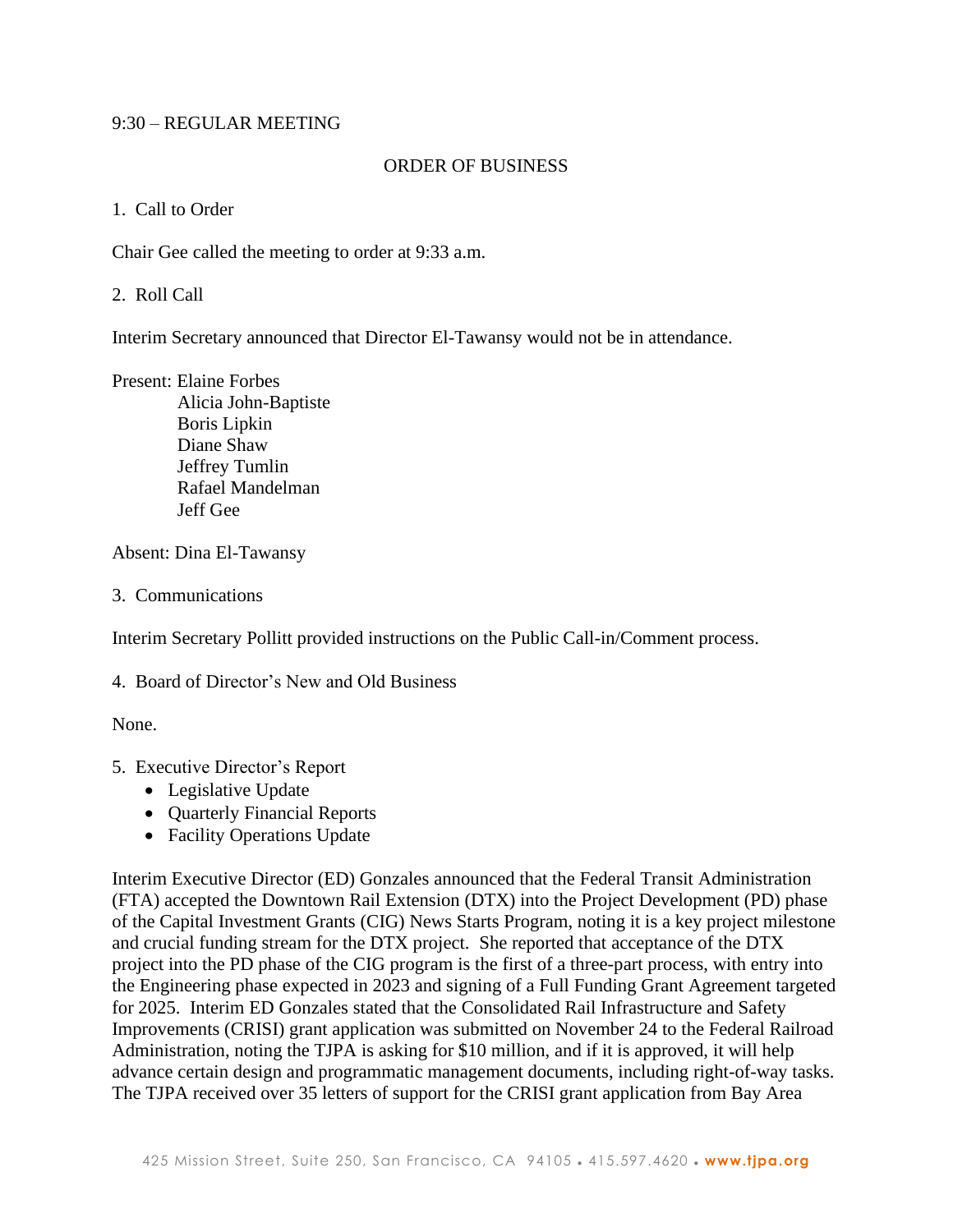9:30 – REGULAR MEETING

ORDER OF BUSINESS

1. Call to Order

Chair Gee called the meeting to order at 9:33 a.m.

2. Roll Call

Interim Secretary announced that Director El-Tawansy would not be in attendance.

Present: Elaine Forbes
Alicia John-Baptiste
Boris Lipkin
Diane Shaw
Jeffrey Tumlin
Rafael Mandelman
Jeff Gee

Absent: Dina El-Tawansy

3. Communications

Interim Secretary Pollitt provided instructions on the Public Call-in/Comment process.

4. Board of Director's New and Old Business

None.

5. Executive Director's Report
   - Legislative Update
   - Quarterly Financial Reports
   - Facility Operations Update

Interim Executive Director (ED) Gonzales announced that the Federal Transit Administration (FTA) accepted the Downtown Rail Extension (DTX) into the Project Development (PD) phase of the Capital Investment Grants (CIG) News Starts Program, noting it is a key project milestone and crucial funding stream for the DTX project. She reported that acceptance of the DTX project into the PD phase of the CIG program is the first of a three-part process, with entry into the Engineering phase expected in 2023 and signing of a Full Funding Grant Agreement targeted for 2025. Interim ED Gonzales stated that the Consolidated Rail Infrastructure and Safety Improvements (CRISI) grant application was submitted on November 24 to the Federal Railroad Administration, noting the TJPA is asking for $10 million, and if it is approved, it will help advance certain design and programmatic management documents, including right-of-way tasks. The TJPA received over 35 letters of support for the CRISI grant application from Bay Area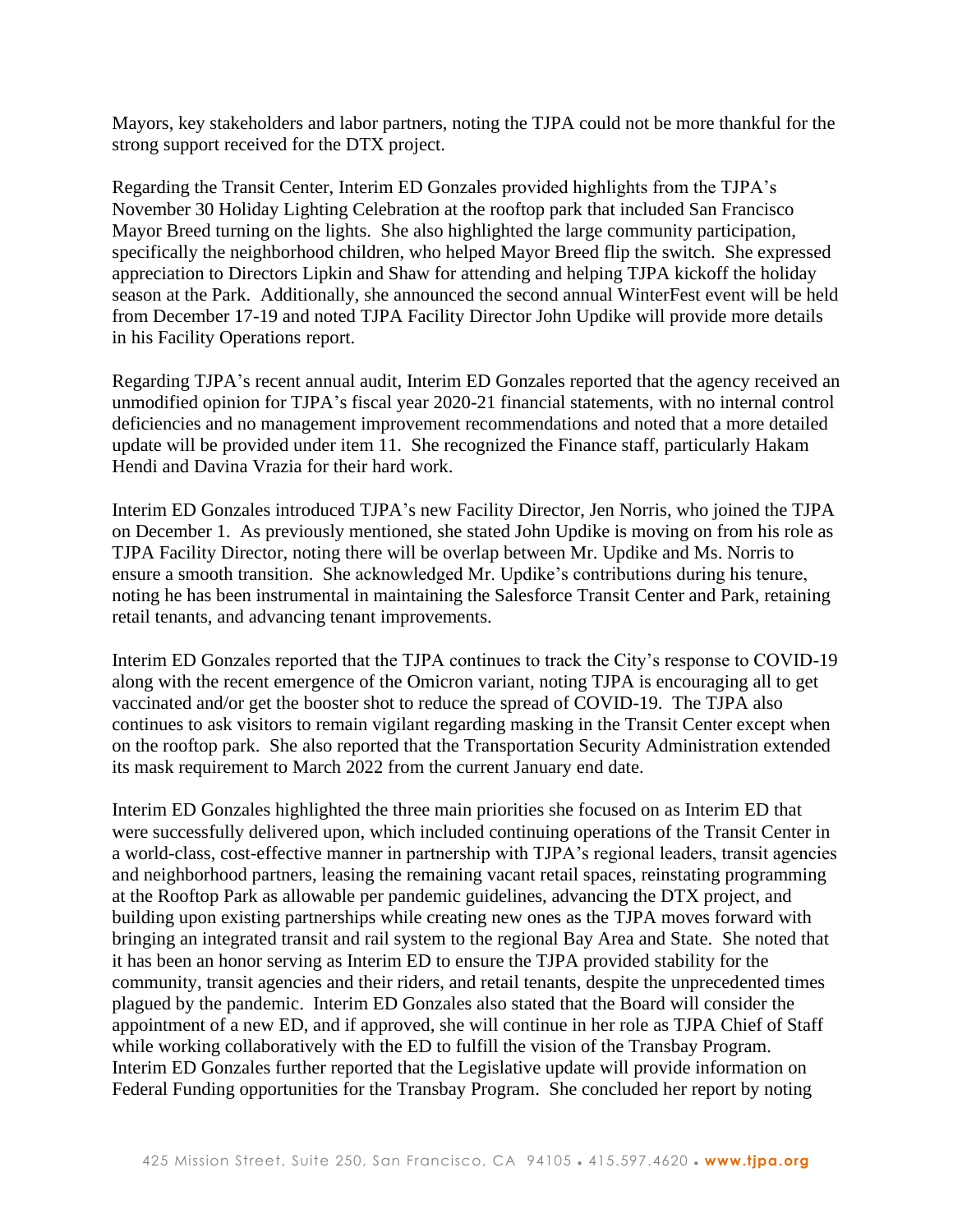Mayors, key stakeholders and labor partners, noting the TJPA could not be more thankful for the strong support received for the DTX project.

Regarding the Transit Center, Interim ED Gonzales provided highlights from the TJPA's November 30 Holiday Lighting Celebration at the rooftop park that included San Francisco Mayor Breed turning on the lights. She also highlighted the large community participation, specifically the neighborhood children, who helped Mayor Breed flip the switch. She expressed appreciation to Directors Lipkin and Shaw for attending and helping TJPA kickoff the holiday season at the Park. Additionally, she announced the second annual WinterFest event will be held from December 17-19 and noted TJPA Facility Director John Updike will provide more details in his Facility Operations report.

Regarding TJPA's recent annual audit, Interim ED Gonzales reported that the agency received an unmodified opinion for TJPA's fiscal year 2020-21 financial statements, with no internal control deficiencies and no management improvement recommendations and noted that a more detailed update will be provided under item 11. She recognized the Finance staff, particularly Hakam Hendi and Davina Vrazia for their hard work.

Interim ED Gonzales introduced TJPA's new Facility Director, Jen Norris, who joined the TJPA on December 1. As previously mentioned, she stated John Updike is moving on from his role as TJPA Facility Director, noting there will be overlap between Mr. Updike and Ms. Norris to ensure a smooth transition. She acknowledged Mr. Updike's contributions during his tenure, noting he has been instrumental in maintaining the Salesforce Transit Center and Park, retaining retail tenants, and advancing tenant improvements.

Interim ED Gonzales reported that the TJPA continues to track the City's response to COVID-19 along with the recent emergence of the Omicron variant, noting TJPA is encouraging all to get vaccinated and/or get the booster shot to reduce the spread of COVID-19. The TJPA also continues to ask visitors to remain vigilant regarding masking in the Transit Center except when on the rooftop park. She also reported that the Transportation Security Administration extended its mask requirement to March 2022 from the current January end date.

Interim ED Gonzales highlighted the three main priorities she focused on as Interim ED that were successfully delivered upon, which included continuing operations of the Transit Center in a world-class, cost-effective manner in partnership with TJPA's regional leaders, transit agencies and neighborhood partners, leasing the remaining vacant retail spaces, reinstating programming at the Rooftop Park as allowable per pandemic guidelines, advancing the DTX project, and building upon existing partnerships while creating new ones as the TJPA moves forward with bringing an integrated transit and rail system to the regional Bay Area and State. She noted that it has been an honor serving as Interim ED to ensure the TJPA provided stability for the community, transit agencies and their riders, and retail tenants, despite the unprecedented times plagued by the pandemic. Interim ED Gonzales also stated that the Board will consider the appointment of a new ED, and if approved, she will continue in her role as TJPA Chief of Staff while working collaboratively with the ED to fulfill the vision of the Transbay Program. Interim ED Gonzales further reported that the Legislative update will provide information on Federal Funding opportunities for the Transbay Program. She concluded her report by noting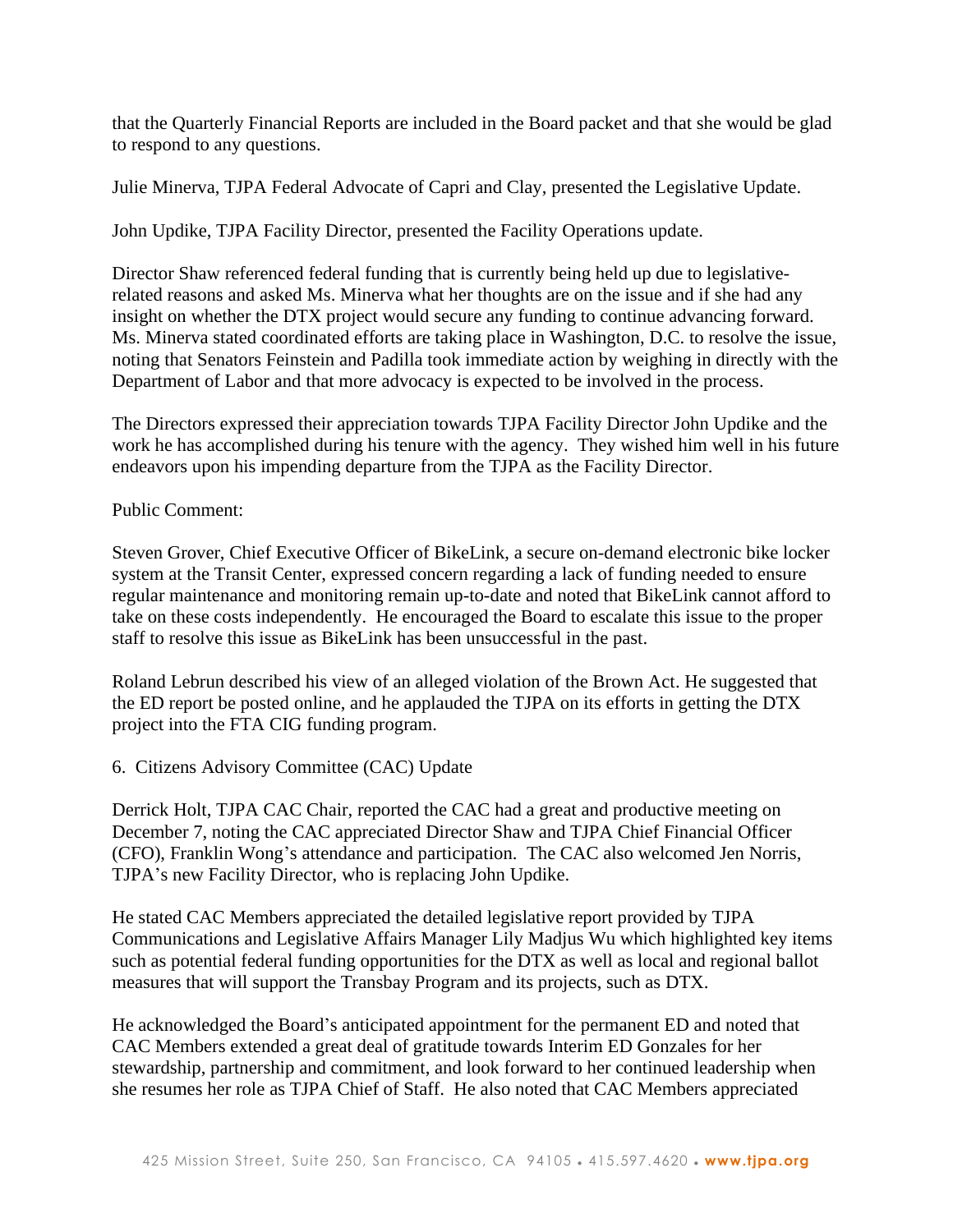that the Quarterly Financial Reports are included in the Board packet and that she would be glad to respond to any questions.

Julie Minerva, TJPA Federal Advocate of Capri and Clay, presented the Legislative Update.

John Updike, TJPA Facility Director, presented the Facility Operations update.

Director Shaw referenced federal funding that is currently being held up due to legislative-related reasons and asked Ms. Minerva what her thoughts are on the issue and if she had any insight on whether the DTX project would secure any funding to continue advancing forward. Ms. Minerva stated coordinated efforts are taking place in Washington, D.C. to resolve the issue, noting that Senators Feinstein and Padilla took immediate action by weighing in directly with the Department of Labor and that more advocacy is expected to be involved in the process.

The Directors expressed their appreciation towards TJPA Facility Director John Updike and the work he has accomplished during his tenure with the agency. They wished him well in his future endeavors upon his impending departure from the TJPA as the Facility Director.

Public Comment:

Steven Grover, Chief Executive Officer of BikeLink, a secure on-demand electronic bike locker system at the Transit Center, expressed concern regarding a lack of funding needed to ensure regular maintenance and monitoring remain up-to-date and noted that BikeLink cannot afford to take on these costs independently. He encouraged the Board to escalate this issue to the proper staff to resolve this issue as BikeLink has been unsuccessful in the past.

Roland Lebrun described his view of an alleged violation of the Brown Act. He suggested that the ED report be posted online, and he applauded the TJPA on its efforts in getting the DTX project into the FTA CIG funding program.

6. Citizens Advisory Committee (CAC) Update

Derrick Holt, TJPA CAC Chair, reported the CAC had a great and productive meeting on December 7, noting the CAC appreciated Director Shaw and TJPA Chief Financial Officer (CFO), Franklin Wong's attendance and participation. The CAC also welcomed Jen Norris, TJPA's new Facility Director, who is replacing John Updike.

He stated CAC Members appreciated the detailed legislative report provided by TJPA Communications and Legislative Affairs Manager Lily Madjus Wu which highlighted key items such as potential federal funding opportunities for the DTX as well as local and regional ballot measures that will support the Transbay Program and its projects, such as DTX.

He acknowledged the Board's anticipated appointment for the permanent ED and noted that CAC Members extended a great deal of gratitude towards Interim ED Gonzales for her stewardship, partnership and commitment, and look forward to her continued leadership when she resumes her role as TJPA Chief of Staff. He also noted that CAC Members appreciated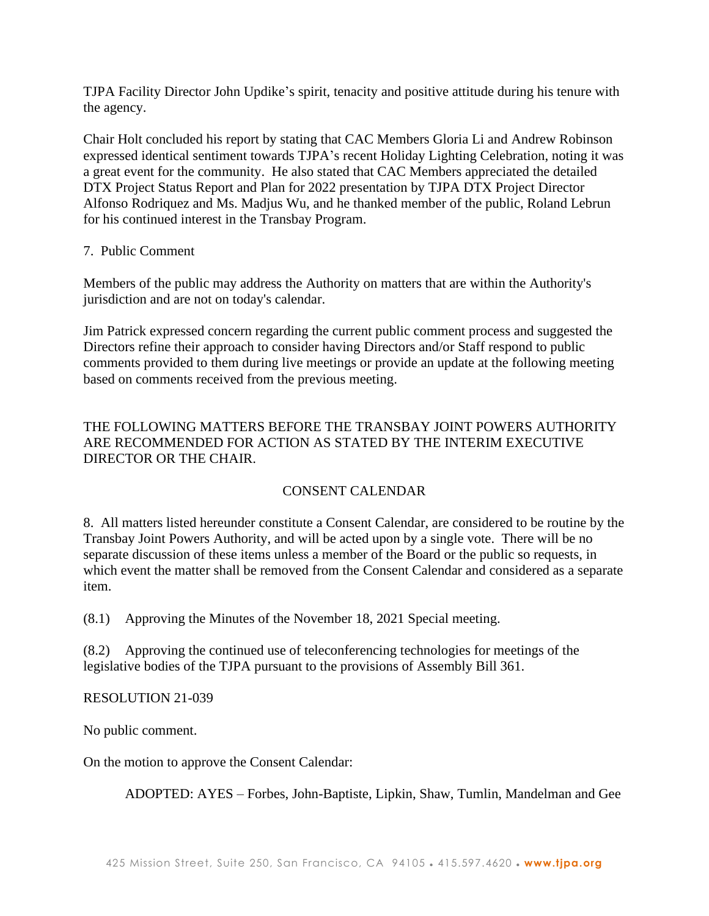TJPA Facility Director John Updike's spirit, tenacity and positive attitude during his tenure with the agency.

Chair Holt concluded his report by stating that CAC Members Gloria Li and Andrew Robinson expressed identical sentiment towards TJPA's recent Holiday Lighting Celebration, noting it was a great event for the community. He also stated that CAC Members appreciated the detailed DTX Project Status Report and Plan for 2022 presentation by TJPA DTX Project Director Alfonso Rodriquez and Ms. Madjus Wu, and he thanked member of the public, Roland Lebrun for his continued interest in the Transbay Program.

7. Public Comment

Members of the public may address the Authority on matters that are within the Authority's jurisdiction and are not on today's calendar.

Jim Patrick expressed concern regarding the current public comment process and suggested the Directors refine their approach to consider having Directors and/or Staff respond to public comments provided to them during live meetings or provide an update at the following meeting based on comments received from the previous meeting.

THE FOLLOWING MATTERS BEFORE THE TRANSBAY JOINT POWERS AUTHORITY ARE RECOMMENDED FOR ACTION AS STATED BY THE INTERIM EXECUTIVE DIRECTOR OR THE CHAIR.

CONSENT CALENDAR

8. All matters listed hereunder constitute a Consent Calendar, are considered to be routine by the Transbay Joint Powers Authority, and will be acted upon by a single vote. There will be no separate discussion of these items unless a member of the Board or the public so requests, in which event the matter shall be removed from the Consent Calendar and considered as a separate item.

(8.1) Approving the Minutes of the November 18, 2021 Special meeting.

(8.2) Approving the continued use of teleconferencing technologies for meetings of the legislative bodies of the TJPA pursuant to the provisions of Assembly Bill 361.

RESOLUTION 21-039

No public comment.

On the motion to approve the Consent Calendar:

ADOPTED: AYES – Forbes, John-Baptiste, Lipkin, Shaw, Tumlin, Mandelman and Gee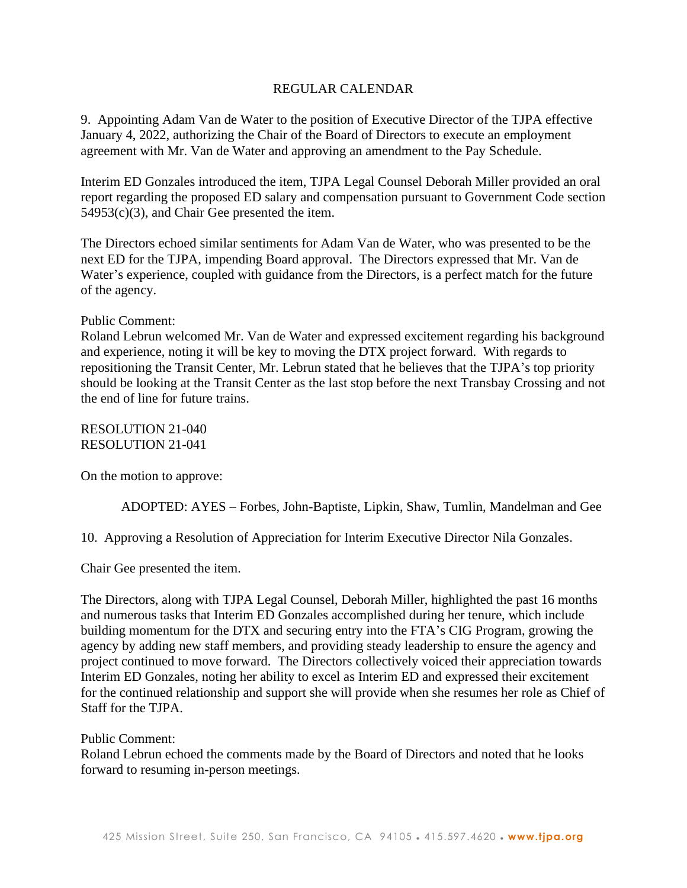## REGULAR CALENDAR

9. Appointing Adam Van de Water to the position of Executive Director of the TJPA effective January 4, 2022, authorizing the Chair of the Board of Directors to execute an employment agreement with Mr. Van de Water and approving an amendment to the Pay Schedule.

Interim ED Gonzales introduced the item, TJPA Legal Counsel Deborah Miller provided an oral report regarding the proposed ED salary and compensation pursuant to Government Code section 54953(c)(3), and Chair Gee presented the item.

The Directors echoed similar sentiments for Adam Van de Water, who was presented to be the next ED for the TJPA, impending Board approval. The Directors expressed that Mr. Van de Water's experience, coupled with guidance from the Directors, is a perfect match for the future of the agency.

Public Comment:
Roland Lebrun welcomed Mr. Van de Water and expressed excitement regarding his background and experience, noting it will be key to moving the DTX project forward. With regards to repositioning the Transit Center, Mr. Lebrun stated that he believes that the TJPA's top priority should be looking at the Transit Center as the last stop before the next Transbay Crossing and not the end of line for future trains.

RESOLUTION 21-040
RESOLUTION 21-041

On the motion to approve:

ADOPTED: AYES – Forbes, John-Baptiste, Lipkin, Shaw, Tumlin, Mandelman and Gee

10. Approving a Resolution of Appreciation for Interim Executive Director Nila Gonzales.

Chair Gee presented the item.

The Directors, along with TJPA Legal Counsel, Deborah Miller, highlighted the past 16 months and numerous tasks that Interim ED Gonzales accomplished during her tenure, which include building momentum for the DTX and securing entry into the FTA's CIG Program, growing the agency by adding new staff members, and providing steady leadership to ensure the agency and project continued to move forward. The Directors collectively voiced their appreciation towards Interim ED Gonzales, noting her ability to excel as Interim ED and expressed their excitement for the continued relationship and support she will provide when she resumes her role as Chief of Staff for the TJPA.

Public Comment:
Roland Lebrun echoed the comments made by the Board of Directors and noted that he looks forward to resuming in-person meetings.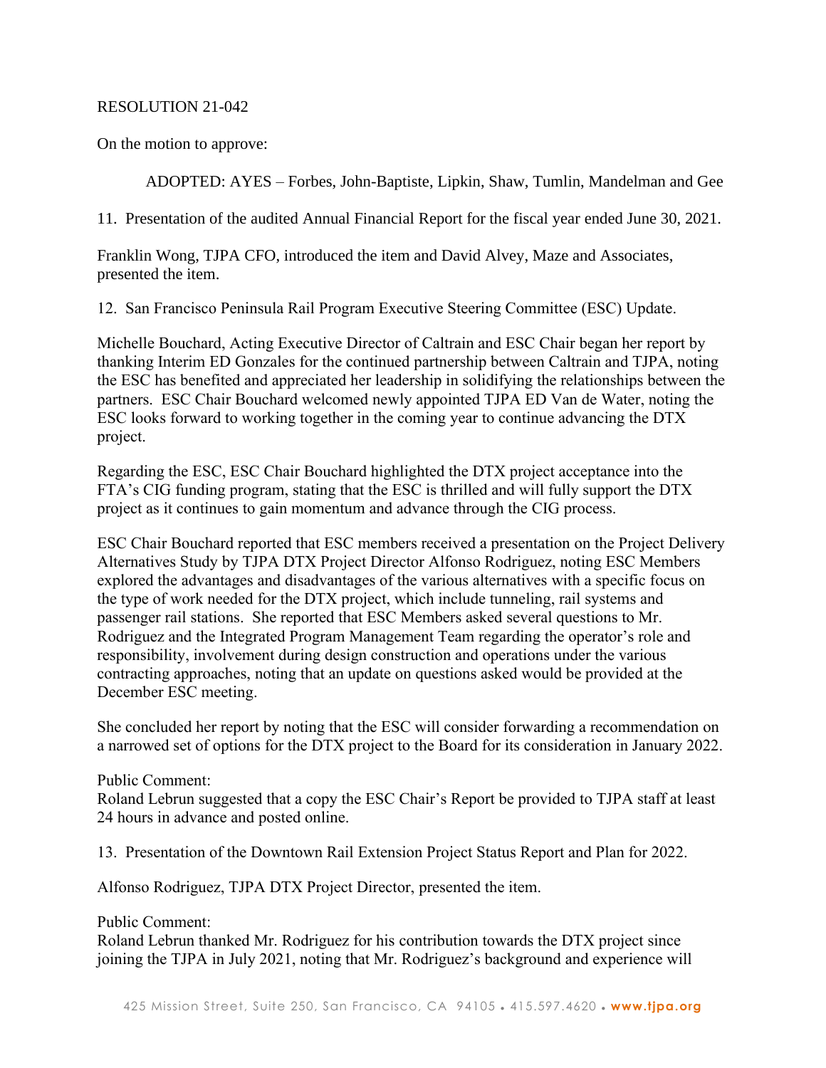RESOLUTION 21-042

On the motion to approve:

ADOPTED: AYES – Forbes, John-Baptiste, Lipkin, Shaw, Tumlin, Mandelman and Gee

11. Presentation of the audited Annual Financial Report for the fiscal year ended June 30, 2021.

Franklin Wong, TJPA CFO, introduced the item and David Alvey, Maze and Associates, presented the item.

12. San Francisco Peninsula Rail Program Executive Steering Committee (ESC) Update.

Michelle Bouchard, Acting Executive Director of Caltrain and ESC Chair began her report by thanking Interim ED Gonzales for the continued partnership between Caltrain and TJPA, noting the ESC has benefited and appreciated her leadership in solidifying the relationships between the partners. ESC Chair Bouchard welcomed newly appointed TJPA ED Van de Water, noting the ESC looks forward to working together in the coming year to continue advancing the DTX project.

Regarding the ESC, ESC Chair Bouchard highlighted the DTX project acceptance into the FTA's CIG funding program, stating that the ESC is thrilled and will fully support the DTX project as it continues to gain momentum and advance through the CIG process.

ESC Chair Bouchard reported that ESC members received a presentation on the Project Delivery Alternatives Study by TJPA DTX Project Director Alfonso Rodriguez, noting ESC Members explored the advantages and disadvantages of the various alternatives with a specific focus on the type of work needed for the DTX project, which include tunneling, rail systems and passenger rail stations. She reported that ESC Members asked several questions to Mr. Rodriguez and the Integrated Program Management Team regarding the operator's role and responsibility, involvement during design construction and operations under the various contracting approaches, noting that an update on questions asked would be provided at the December ESC meeting.

She concluded her report by noting that the ESC will consider forwarding a recommendation on a narrowed set of options for the DTX project to the Board for its consideration in January 2022.

Public Comment:
Roland Lebrun suggested that a copy the ESC Chair's Report be provided to TJPA staff at least 24 hours in advance and posted online.

13. Presentation of the Downtown Rail Extension Project Status Report and Plan for 2022.

Alfonso Rodriguez, TJPA DTX Project Director, presented the item.

Public Comment:
Roland Lebrun thanked Mr. Rodriguez for his contribution towards the DTX project since joining the TJPA in July 2021, noting that Mr. Rodriguez's background and experience will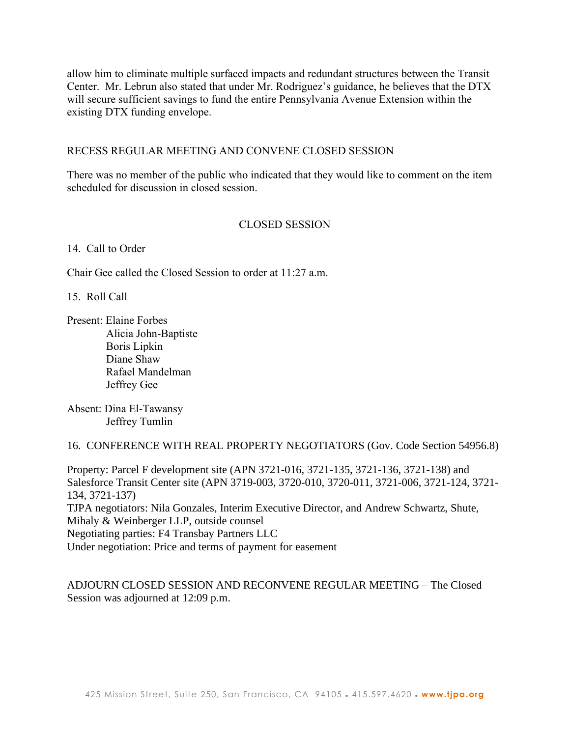allow him to eliminate multiple surfaced impacts and redundant structures between the Transit Center. Mr. Lebrun also stated that under Mr. Rodriguez's guidance, he believes that the DTX will secure sufficient savings to fund the entire Pennsylvania Avenue Extension within the existing DTX funding envelope.

RECESS REGULAR MEETING AND CONVENE CLOSED SESSION

There was no member of the public who indicated that they would like to comment on the item scheduled for discussion in closed session.

CLOSED SESSION

14. Call to Order

Chair Gee called the Closed Session to order at 11:27 a.m.

15. Roll Call

Present: Elaine Forbes
Alicia John-Baptiste
Boris Lipkin
Diane Shaw
Rafael Mandelman
Jeffrey Gee

Absent: Dina El-Tawansy
Jeffrey Tumlin

16. CONFERENCE WITH REAL PROPERTY NEGOTIATORS (Gov. Code Section 54956.8)

Property: Parcel F development site (APN 3721-016, 3721-135, 3721-136, 3721-138) and Salesforce Transit Center site (APN 3719-003, 3720-010, 3720-011, 3721-006, 3721-124, 3721-134, 3721-137)
TJPA negotiators: Nila Gonzales, Interim Executive Director, and Andrew Schwartz, Shute, Mihaly & Weinberger LLP, outside counsel
Negotiating parties: F4 Transbay Partners LLC
Under negotiation: Price and terms of payment for easement

ADJOURN CLOSED SESSION AND RECONVENE REGULAR MEETING – The Closed Session was adjourned at 12:09 p.m.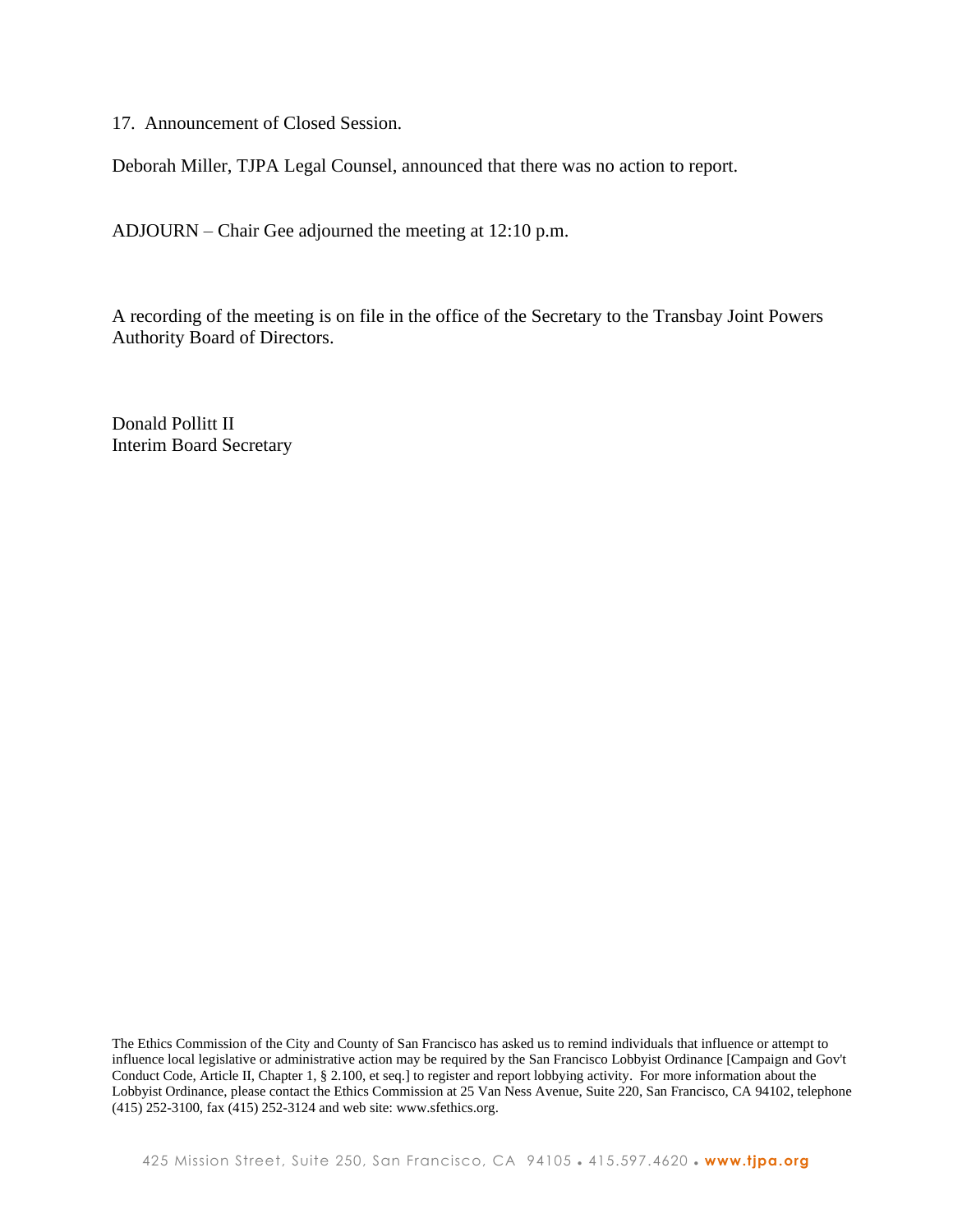17. Announcement of Closed Session.

Deborah Miller, TJPA Legal Counsel, announced that there was no action to report.

ADJOURN – Chair Gee adjourned the meeting at 12:10 p.m.

A recording of the meeting is on file in the office of the Secretary to the Transbay Joint Powers Authority Board of Directors.

Donald Pollitt II
Interim Board Secretary

The Ethics Commission of the City and County of San Francisco has asked us to remind individuals that influence or attempt to influence local legislative or administrative action may be required by the San Francisco Lobbyist Ordinance [Campaign and Gov't Conduct Code, Article II, Chapter 1, § 2.100, et seq.] to register and report lobbying activity. For more information about the Lobbyist Ordinance, please contact the Ethics Commission at 25 Van Ness Avenue, Suite 220, San Francisco, CA 94102, telephone (415) 252-3100, fax (415) 252-3124 and web site: www.sfethics.org.